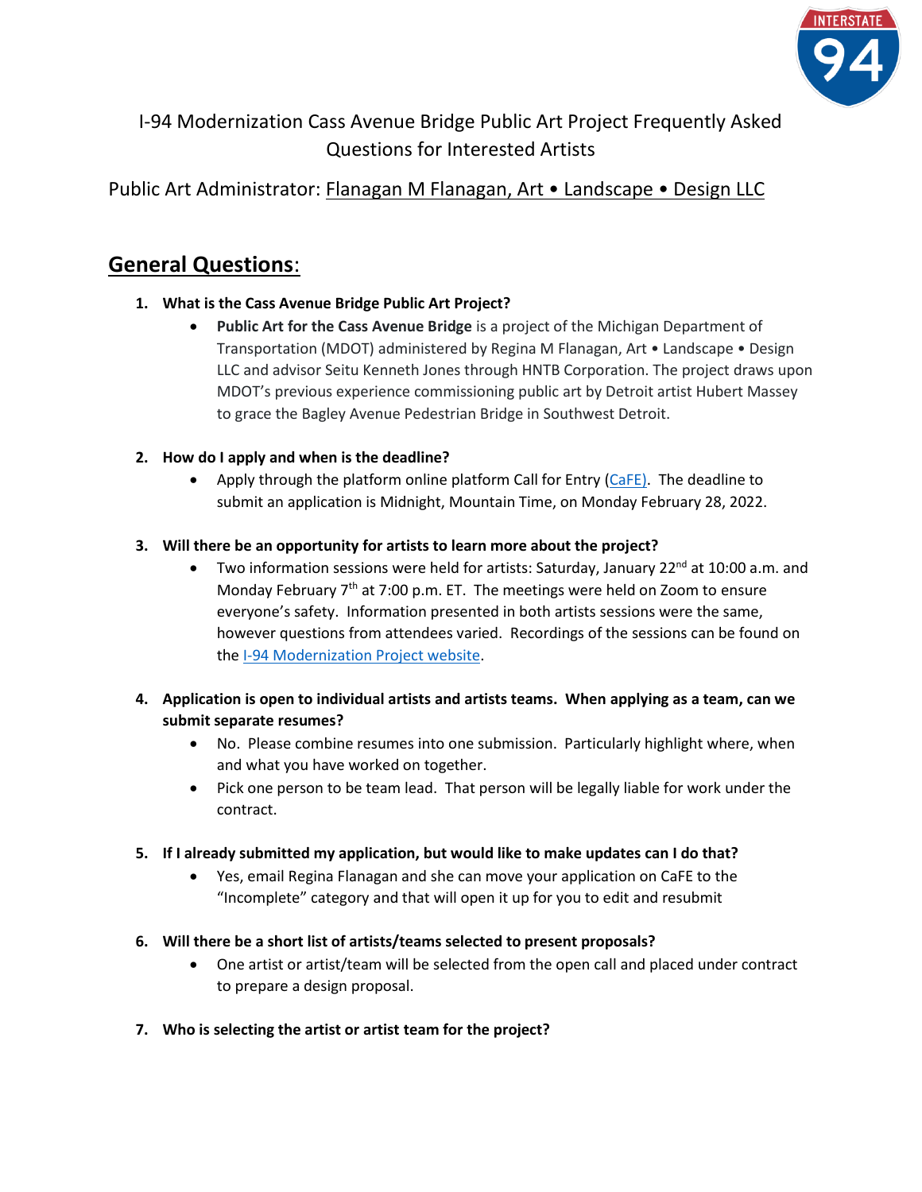# I-94 Modernization Cass Avenue Bridge Public Art Project Frequently Asked Questions for Interested Artists

Public Art Administrator: Flanagan M Flanagan, Art • Landscape • Design LLC

## General Questions:

1. **What is the Cass Avenue Bridge Public Art Project?**
   - **Public Art for the Cass Avenue Bridge** is a project of the Michigan Department of Transportation (MDOT) administered by Regina M Flanagan, Art • Landscape • Design LLC and advisor Seitu Kenneth Jones through HNTB Corporation. The project draws upon MDOT's previous experience commissioning public art by Detroit artist Hubert Massey to grace the Bagley Avenue Pedestrian Bridge in Southwest Detroit.

2. **How do I apply and when is the deadline?**
   - Apply through the platform online platform Call for Entry (CaFE). The deadline to submit an application is Midnight, Mountain Time, on Monday February 28, 2022.

3. **Will there be an opportunity for artists to learn more about the project?**
   - Two information sessions were held for artists: Saturday, January 22nd at 10:00 a.m. and Monday February 7th at 7:00 p.m. ET. The meetings were held on Zoom to ensure everyone's safety. Information presented in both artists sessions were the same, however questions from attendees varied. Recordings of the sessions can be found on the I-94 Modernization Project website.

4. **Application is open to individual artists and artists teams. When applying as a team, can we submit separate resumes?**
   - No. Please combine resumes into one submission. Particularly highlight where, when and what you have worked on together.
   - Pick one person to be team lead. That person will be legally liable for work under the contract.

5. **If I already submitted my application, but would like to make updates can I do that?**
   - Yes, email Regina Flanagan and she can move your application on CaFE to the "Incomplete" category and that will open it up for you to edit and resubmit

6. **Will there be a short list of artists/teams selected to present proposals?**
   - One artist or artist/team will be selected from the open call and placed under contract to prepare a design proposal.

7. **Who is selecting the artist or artist team for the project?**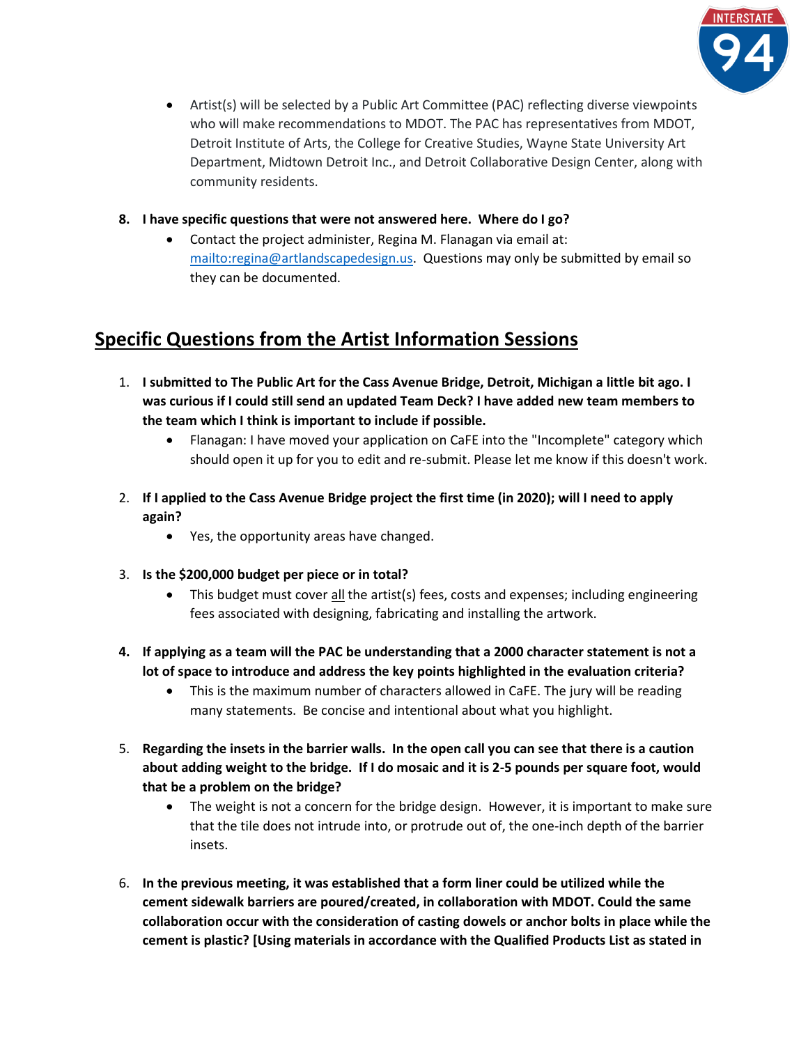- Artist(s) will be selected by a Public Art Committee (PAC) reflecting diverse viewpoints who will make recommendations to MDOT. The PAC has representatives from MDOT, Detroit Institute of Arts, the College for Creative Studies, Wayne State University Art Department, Midtown Detroit Inc., and Detroit Collaborative Design Center, along with community residents.

8. **I have specific questions that were not answered here. Where do I go?**
   - Contact the project administer, Regina M. Flanagan via email at: [mailto:regina@artlandscapedesign.us](mailto:regina@artlandscapedesign.us). Questions may only be submitted by email so they can be documented.

## Specific Questions from the Artist Information Sessions

1. **I submitted to The Public Art for the Cass Avenue Bridge, Detroit, Michigan a little bit ago. I was curious if I could still send an updated Team Deck? I have added new team members to the team which I think is important to include if possible.**
   - Flanagan: I have moved your application on CaFE into the "Incomplete" category which should open it up for you to edit and re-submit. Please let me know if this doesn't work.

2. **If I applied to the Cass Avenue Bridge project the first time (in 2020); will I need to apply again?**
   - Yes, the opportunity areas have changed.

3. **Is the $200,000 budget per piece or in total?**
   - This budget must cover <u>all</u> the artist(s) fees, costs and expenses; including engineering fees associated with designing, fabricating and installing the artwork.

4. **If applying as a team will the PAC be understanding that a 2000 character statement is not a lot of space to introduce and address the key points highlighted in the evaluation criteria?**
   - This is the maximum number of characters allowed in CaFE. The jury will be reading many statements. Be concise and intentional about what you highlight.

5. **Regarding the insets in the barrier walls. In the open call you can see that there is a caution about adding weight to the bridge. If I do mosaic and it is 2-5 pounds per square foot, would that be a problem on the bridge?**
   - The weight is not a concern for the bridge design. However, it is important to make sure that the tile does not intrude into, or protrude out of, the one-inch depth of the barrier insets.

6. **In the previous meeting, it was established that a form liner could be utilized while the cement sidewalk barriers are poured/created, in collaboration with MDOT. Could the same collaboration occur with the consideration of casting dowels or anchor bolts in place while the cement is plastic? [Using materials in accordance with the Qualified Products List as stated in**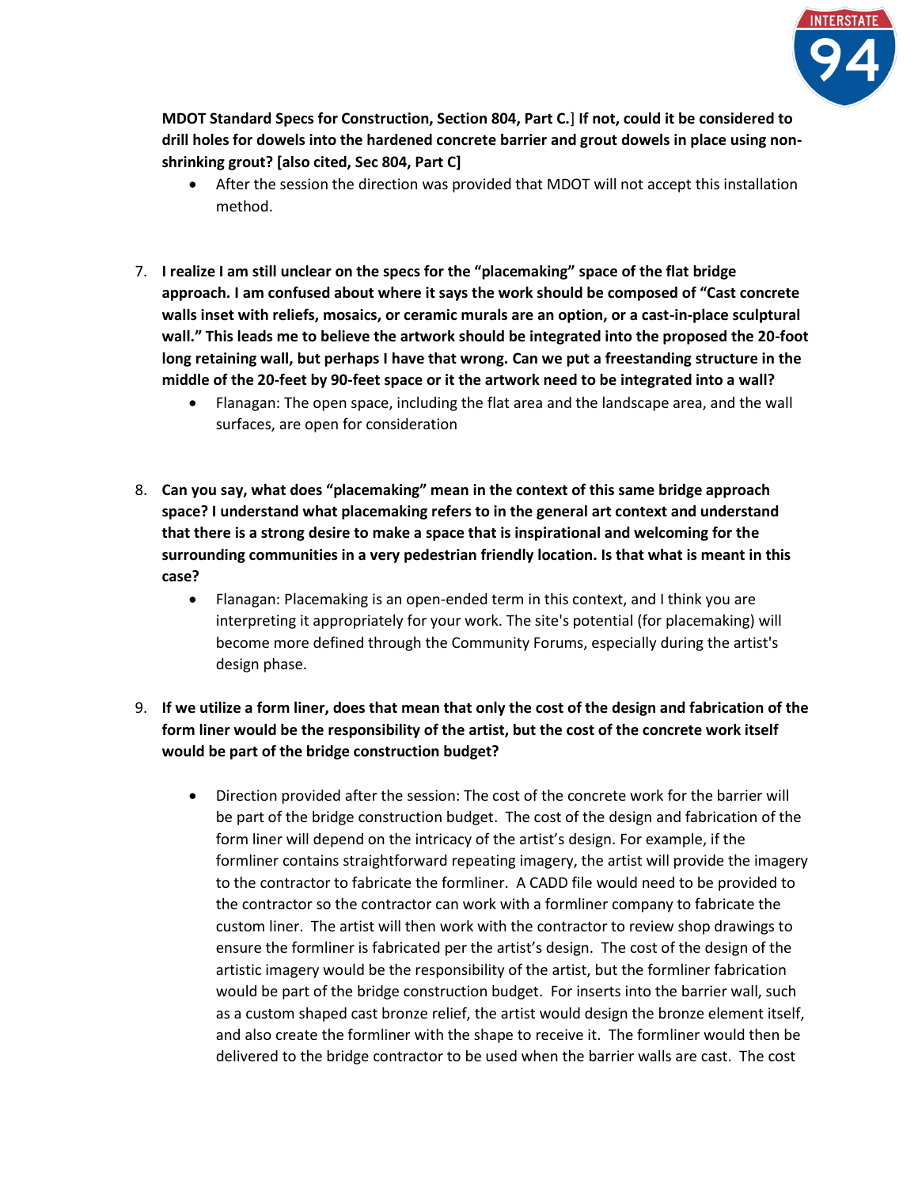**MDOT Standard Specs for Construction, Section 804, Part C.**] **If not, could it be considered to drill holes for dowels into the hardened concrete barrier and grout dowels in place using non-shrinking grout? [also cited, Sec 804, Part C]**

- After the session the direction was provided that MDOT will not accept this installation method.

7. **I realize I am still unclear on the specs for the "placemaking" space of the flat bridge approach. I am confused about where it says the work should be composed of "Cast concrete walls inset with reliefs, mosaics, or ceramic murals are an option, or a cast-in-place sculptural wall." This leads me to believe the artwork should be integrated into the proposed the 20-foot long retaining wall, but perhaps I have that wrong. Can we put a freestanding structure in the middle of the 20-feet by 90-feet space or it the artwork need to be integrated into a wall?**
   - Flanagan: The open space, including the flat area and the landscape area, and the wall surfaces, are open for consideration

8. **Can you say, what does "placemaking" mean in the context of this same bridge approach space? I understand what placemaking refers to in the general art context and understand that there is a strong desire to make a space that is inspirational and welcoming for the surrounding communities in a very pedestrian friendly location. Is that what is meant in this case?**
   - Flanagan: Placemaking is an open-ended term in this context, and I think you are interpreting it appropriately for your work. The site's potential (for placemaking) will become more defined through the Community Forums, especially during the artist's design phase.

9. **If we utilize a form liner, does that mean that only the cost of the design and fabrication of the form liner would be the responsibility of the artist, but the cost of the concrete work itself would be part of the bridge construction budget?**
   - Direction provided after the session: The cost of the concrete work for the barrier will be part of the bridge construction budget. The cost of the design and fabrication of the form liner will depend on the intricacy of the artist's design. For example, if the formliner contains straightforward repeating imagery, the artist will provide the imagery to the contractor to fabricate the formliner. A CADD file would need to be provided to the contractor so the contractor can work with a formliner company to fabricate the custom liner. The artist will then work with the contractor to review shop drawings to ensure the formliner is fabricated per the artist's design. The cost of the design of the artistic imagery would be the responsibility of the artist, but the formliner fabrication would be part of the bridge construction budget. For inserts into the barrier wall, such as a custom shaped cast bronze relief, the artist would design the bronze element itself, and also create the formliner with the shape to receive it. The formliner would then be delivered to the bridge contractor to be used when the barrier walls are cast. The cost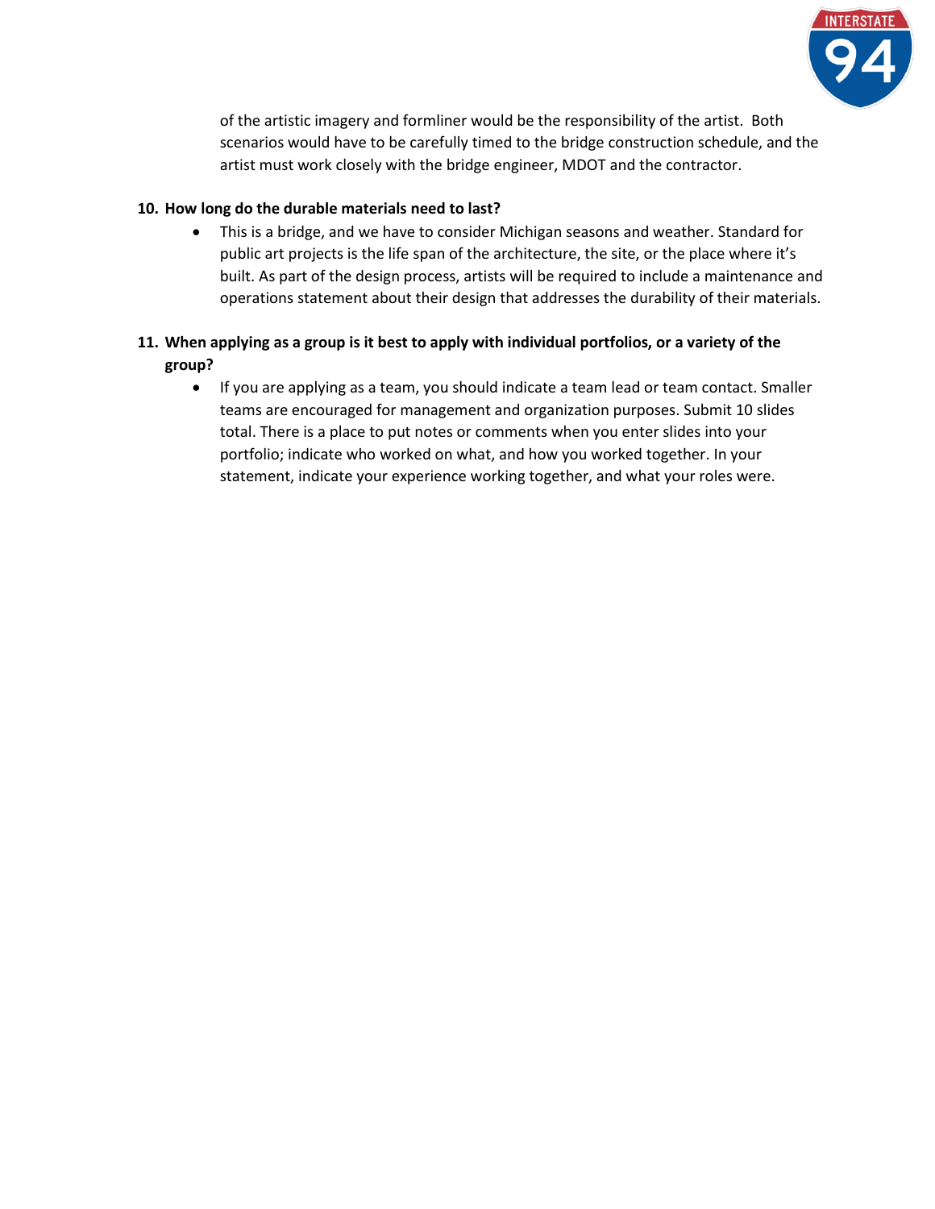of the artistic imagery and formliner would be the responsibility of the artist. Both scenarios would have to be carefully timed to the bridge construction schedule, and the artist must work closely with the bridge engineer, MDOT and the contractor.

**10. How long do the durable materials need to last?**

- This is a bridge, and we have to consider Michigan seasons and weather. Standard for public art projects is the life span of the architecture, the site, or the place where it's built. As part of the design process, artists will be required to include a maintenance and operations statement about their design that addresses the durability of their materials.

**11. When applying as a group is it best to apply with individual portfolios, or a variety of the group?**

- If you are applying as a team, you should indicate a team lead or team contact. Smaller teams are encouraged for management and organization purposes. Submit 10 slides total. There is a place to put notes or comments when you enter slides into your portfolio; indicate who worked on what, and how you worked together. In your statement, indicate your experience working together, and what your roles were.